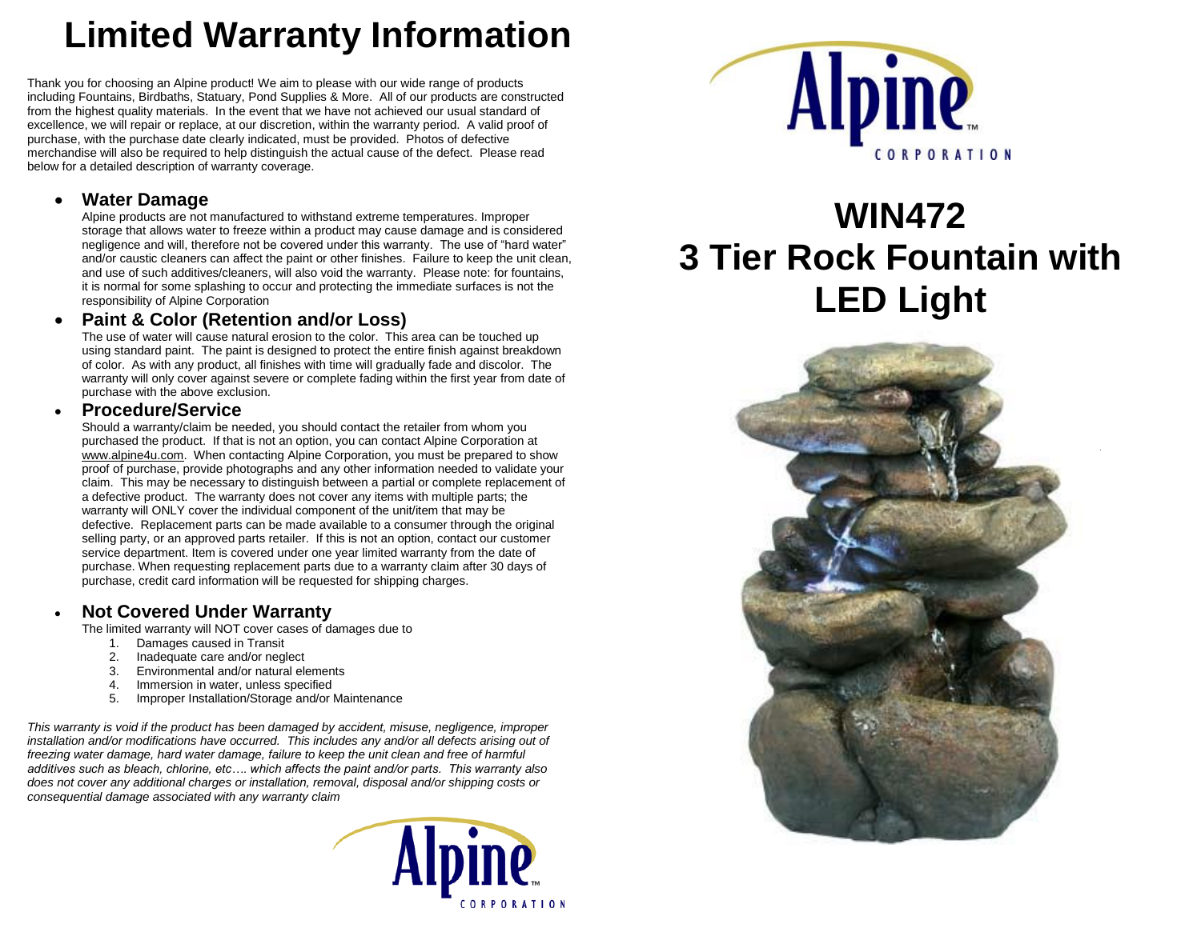# Limited Warranty Information

Thank you for choosing an Alpine product! We aim to please with our wide range of products including Fountains, Birdbaths, Statuary, Pond Supplies & More. All of our products are constructed from the highest quality materials. In the event that we have not achieved our usual standard of excellence, we will repair or replace, at our discretion, within the warranty period. A valid proof of purchase, with the purchase date clearly indicated, must be provided. Photos of defective merchandise will also be required to help distinguish the actual cause of the defect. Please read below for a detailed description of warranty coverage.

- **Water Damage**
  Alpine products are not manufactured to withstand extreme temperatures. Improper storage that allows water to freeze within a product may cause damage and is considered negligence and will, therefore not be covered under this warranty. The use of "hard water" and/or caustic cleaners can affect the paint or other finishes. Failure to keep the unit clean, and use of such additives/cleaners, will also void the warranty. Please note: for fountains, it is normal for some splashing to occur and protecting the immediate surfaces is not the responsibility of Alpine Corporation

- **Paint & Color (Retention and/or Loss)**
  The use of water will cause natural erosion to the color. This area can be touched up using standard paint. The paint is designed to protect the entire finish against breakdown of color. As with any product, all finishes with time will gradually fade and discolor. The warranty will only cover against severe or complete fading within the first year from date of purchase with the above exclusion.

- **Procedure/Service**
  Should a warranty/claim be needed, you should contact the retailer from whom you purchased the product. If that is not an option, you can contact Alpine Corporation at www.alpine4u.com. When contacting Alpine Corporation, you must be prepared to show proof of purchase, provide photographs and any other information needed to validate your claim. This may be necessary to distinguish between a partial or complete replacement of a defective product. The warranty does not cover any items with multiple parts; the warranty will ONLY cover the individual component of the unit/item that may be defective. Replacement parts can be made available to a consumer through the original selling party, or an approved parts retailer. If this is not an option, contact our customer service department. Item is covered under one year limited warranty from the date of purchase. When requesting replacement parts due to a warranty claim after 30 days of purchase, credit card information will be requested for shipping charges.

- **Not Covered Under Warranty**
  The limited warranty will NOT cover cases of damages due to
  1. Damages caused in Transit
  2. Inadequate care and/or neglect
  3. Environmental and/or natural elements
  4. Immersion in water, unless specified
  5. Improper Installation/Storage and/or Maintenance

*This warranty is void if the product has been damaged by accident, misuse, negligence, improper installation and/or modifications have occurred. This includes any and/or all defects arising out of freezing water damage, hard water damage, failure to keep the unit clean and free of harmful additives such as bleach, chlorine, etc…. which affects the paint and/or parts. This warranty also does not cover any additional charges or installation, removal, disposal and/or shipping costs or consequential damage associated with any warranty claim*

Alpine™ CORPORATION

Alpine™ CORPORATION

# WIN472
# 3 Tier Rock Fountain with LED Light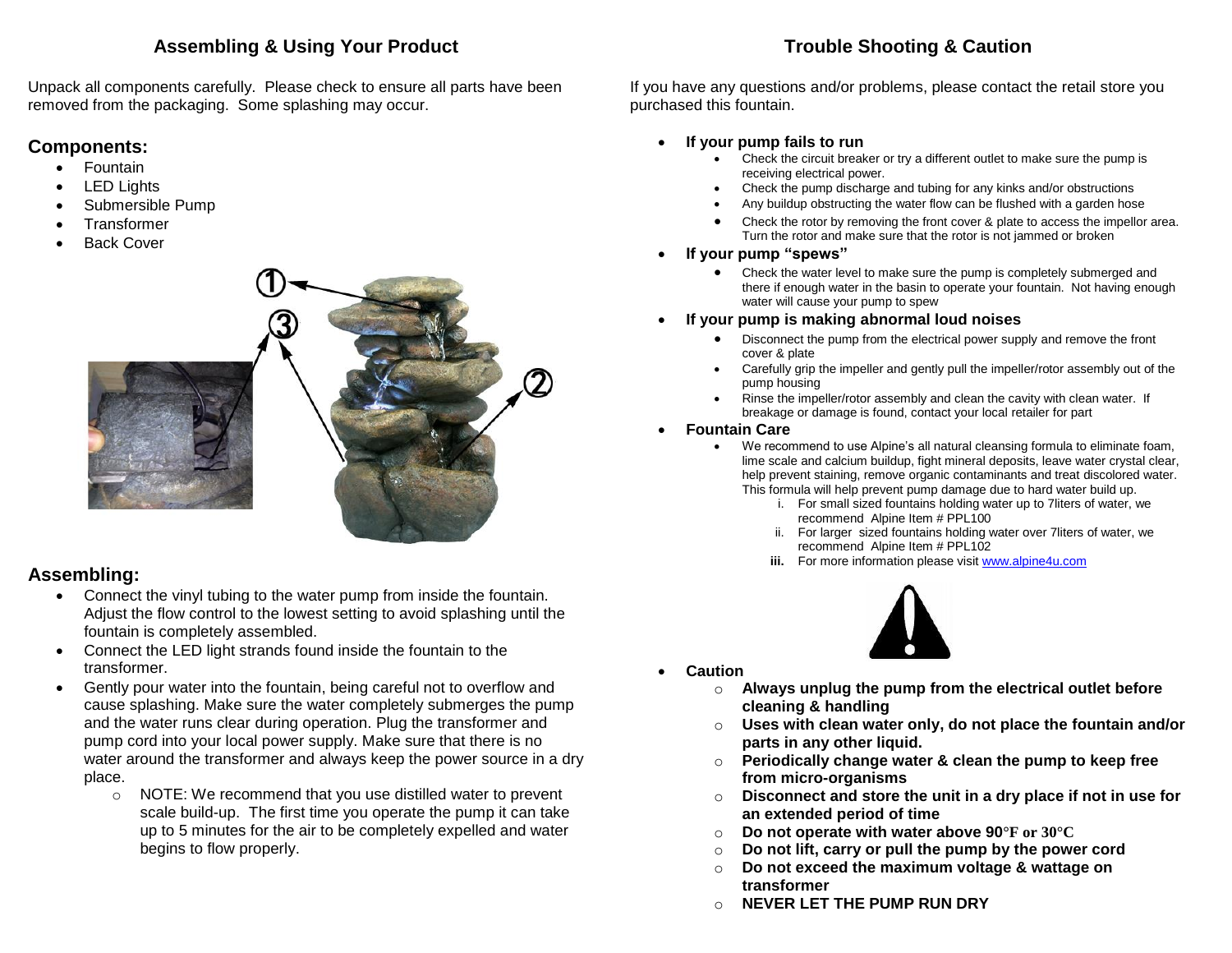## Assembling & Using Your Product

Unpack all components carefully. Please check to ensure all parts have been removed from the packaging. Some splashing may occur.

### Components:

- Fountain
- LED Lights
- Submersible Pump
- Transformer
- Back Cover

①
③
②

### Assembling:

- Connect the vinyl tubing to the water pump from inside the fountain. Adjust the flow control to the lowest setting to avoid splashing until the fountain is completely assembled.
- Connect the LED light strands found inside the fountain to the transformer.
- Gently pour water into the fountain, being careful not to overflow and cause splashing. Make sure the water completely submerges the pump and the water runs clear during operation. Plug the transformer and pump cord into your local power supply. Make sure that there is no water around the transformer and always keep the power source in a dry place.
  - NOTE: We recommend that you use distilled water to prevent scale build-up. The first time you operate the pump it can take up to 5 minutes for the air to be completely expelled and water begins to flow properly.

## Trouble Shooting & Caution

If you have any questions and/or problems, please contact the retail store you purchased this fountain.

- **If your pump fails to run**
  - Check the circuit breaker or try a different outlet to make sure the pump is receiving electrical power.
  - Check the pump discharge and tubing for any kinks and/or obstructions
  - Any buildup obstructing the water flow can be flushed with a garden hose
  - Check the rotor by removing the front cover & plate to access the impellor area. Turn the rotor and make sure that the rotor is not jammed or broken
- **If your pump "spews"**
  - Check the water level to make sure the pump is completely submerged and there if enough water in the basin to operate your fountain. Not having enough water will cause your pump to spew
- **If your pump is making abnormal loud noises**
  - Disconnect the pump from the electrical power supply and remove the front cover & plate
  - Carefully grip the impeller and gently pull the impeller/rotor assembly out of the pump housing
  - Rinse the impeller/rotor assembly and clean the cavity with clean water. If breakage or damage is found, contact your local retailer for part
- **Fountain Care**
  - We recommend to use Alpine's all natural cleansing formula to eliminate foam, lime scale and calcium buildup, fight mineral deposits, leave water crystal clear, help prevent staining, remove organic contaminants and treat discolored water. This formula will help prevent pump damage due to hard water build up.
    1. For small sized fountains holding water up to 7liters of water, we recommend Alpine Item # PPL100
    2. For larger sized fountains holding water over 7liters of water, we recommend Alpine Item # PPL102
    3. For more information please visit www.alpine4u.com

- **Caution**
  - **Always unplug the pump from the electrical outlet before cleaning & handling**
  - **Uses with clean water only, do not place the fountain and/or parts in any other liquid.**
  - **Periodically change water & clean the pump to keep free from micro-organisms**
  - **Disconnect and store the unit in a dry place if not in use for an extended period of time**
  - **Do not operate with water above 90°F or 30°C**
  - **Do not lift, carry or pull the pump by the power cord**
  - **Do not exceed the maximum voltage & wattage on transformer**
  - **NEVER LET THE PUMP RUN DRY**